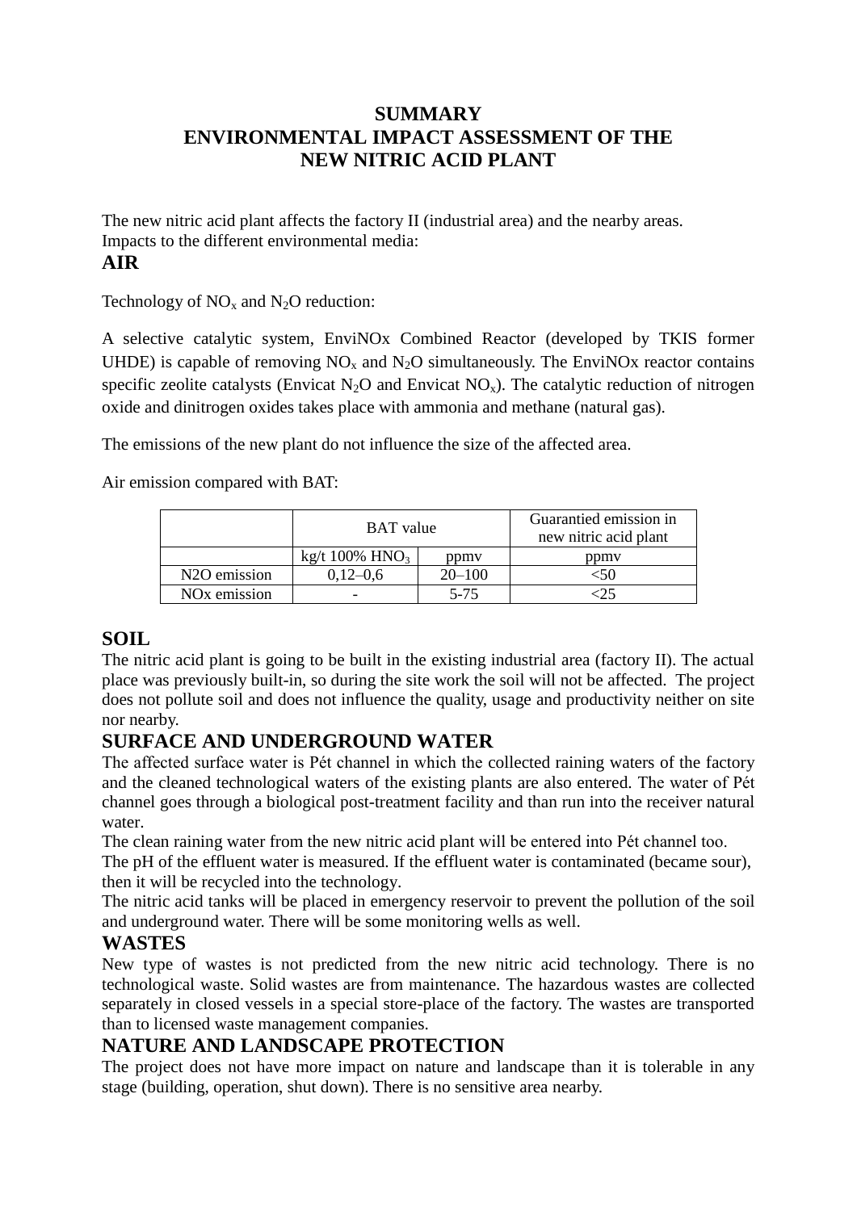# SUMMARY
# ENVIRONMENTAL IMPACT ASSESSMENT OF THE NEW NITRIC ACID PLANT

The new nitric acid plant affects the factory II (industrial area) and the nearby areas.
Impacts to the different environmental media:

## AIR

Technology of $NO_x$ and $N_2O$ reduction:

A selective catalytic system, EnviNOx Combined Reactor (developed by TKIS former UHDE) is capable of removing $NO_x$ and $N_2O$ simultaneously. The EnviNOx reactor contains specific zeolite catalysts (Envicat $N_2O$ and Envicat $NO_x$). The catalytic reduction of nitrogen oxide and dinitrogen oxides takes place with ammonia and methane (natural gas).

The emissions of the new plant do not influence the size of the affected area.

Air emission compared with BAT:

| | BAT value | | Guarantied emission in new nitric acid plant |
|---|---|---|---|
| | kg/t 100% $HNO_3$ | ppmv | ppmv |
| N2O emission | 0,12–0,6 | 20–100 | <50 |
| NOx emission | - | 5-75 | <25 |

## SOIL

The nitric acid plant is going to be built in the existing industrial area (factory II). The actual place was previously built-in, so during the site work the soil will not be affected. The project does not pollute soil and does not influence the quality, usage and productivity neither on site nor nearby.

## SURFACE AND UNDERGROUND WATER

The affected surface water is Pét channel in which the collected raining waters of the factory and the cleaned technological waters of the existing plants are also entered. The water of Pét channel goes through a biological post-treatment facility and than run into the receiver natural water.

The clean raining water from the new nitric acid plant will be entered into Pét channel too.

The pH of the effluent water is measured. If the effluent water is contaminated (became sour), then it will be recycled into the technology.

The nitric acid tanks will be placed in emergency reservoir to prevent the pollution of the soil and underground water. There will be some monitoring wells as well.

## WASTES

New type of wastes is not predicted from the new nitric acid technology. There is no technological waste. Solid wastes are from maintenance. The hazardous wastes are collected separately in closed vessels in a special store-place of the factory. The wastes are transported than to licensed waste management companies.

## NATURE AND LANDSCAPE PROTECTION

The project does not have more impact on nature and landscape than it is tolerable in any stage (building, operation, shut down). There is no sensitive area nearby.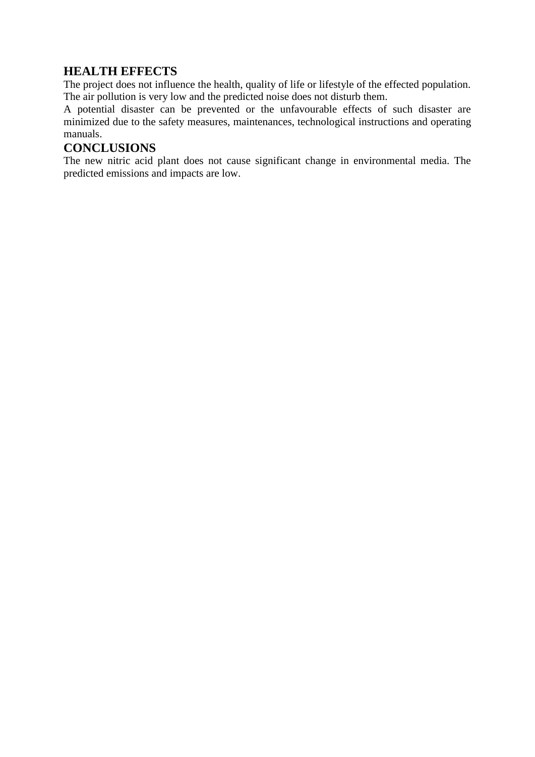## HEALTH EFFECTS

The project does not influence the health, quality of life or lifestyle of the effected population. The air pollution is very low and the predicted noise does not disturb them.

A potential disaster can be prevented or the unfavourable effects of such disaster are minimized due to the safety measures, maintenances, technological instructions and operating manuals.

## CONCLUSIONS

The new nitric acid plant does not cause significant change in environmental media. The predicted emissions and impacts are low.